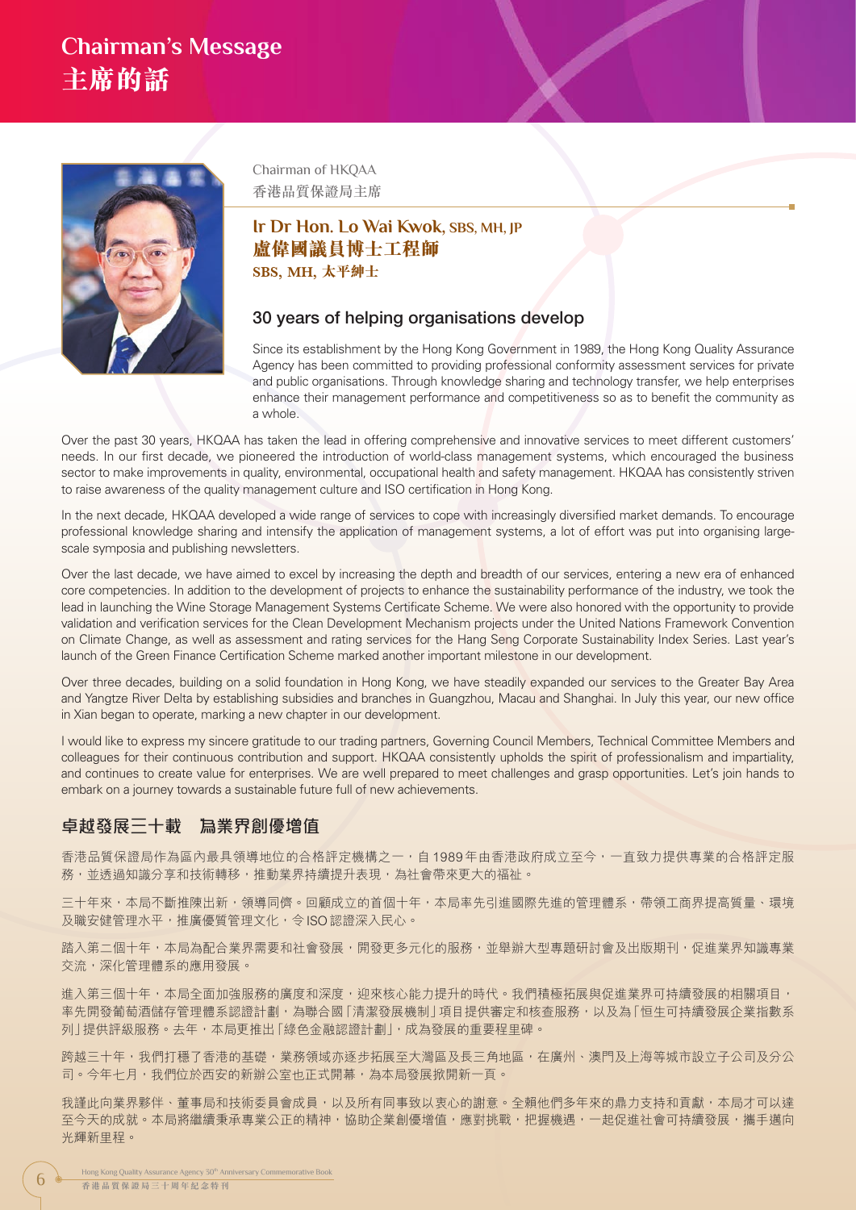# Chairman's Message
# 主席的話

Chairman of HKQAA
香港品質保證局主席

### **Ir Dr Hon. Lo Wai Kwok, SBS, MH, JP**
### **盧偉國議員博士工程師**
**SBS, MH, 太平紳士**

## 30 years of helping organisations develop

Since its establishment by the Hong Kong Government in 1989, the Hong Kong Quality Assurance Agency has been committed to providing professional conformity assessment services for private and public organisations. Through knowledge sharing and technology transfer, we help enterprises enhance their management performance and competitiveness so as to benefit the community as a whole.

Over the past 30 years, HKQAA has taken the lead in offering comprehensive and innovative services to meet different customers' needs. In our first decade, we pioneered the introduction of world-class management systems, which encouraged the business sector to make improvements in quality, environmental, occupational health and safety management. HKQAA has consistently striven to raise awareness of the quality management culture and ISO certification in Hong Kong.

In the next decade, HKQAA developed a wide range of services to cope with increasingly diversified market demands. To encourage professional knowledge sharing and intensify the application of management systems, a lot of effort was put into organising large-scale symposia and publishing newsletters.

Over the last decade, we have aimed to excel by increasing the depth and breadth of our services, entering a new era of enhanced core competencies. In addition to the development of projects to enhance the sustainability performance of the industry, we took the lead in launching the Wine Storage Management Systems Certificate Scheme. We were also honored with the opportunity to provide validation and verification services for the Clean Development Mechanism projects under the United Nations Framework Convention on Climate Change, as well as assessment and rating services for the Hang Seng Corporate Sustainability Index Series. Last year's launch of the Green Finance Certification Scheme marked another important milestone in our development.

Over three decades, building on a solid foundation in Hong Kong, we have steadily expanded our services to the Greater Bay Area and Yangtze River Delta by establishing subsidies and branches in Guangzhou, Macau and Shanghai. In July this year, our new office in Xian began to operate, marking a new chapter in our development.

I would like to express my sincere gratitude to our trading partners, Governing Council Members, Technical Committee Members and colleagues for their continuous contribution and support. HKQAA consistently upholds the spirit of professionalism and impartiality, and continues to create value for enterprises. We are well prepared to meet challenges and grasp opportunities. Let's join hands to embark on a journey towards a sustainable future full of new achievements.

## 卓越發展三十載　為業界創優增值

香港品質保證局作為區內最具領導地位的合格評定機構之一，自1989年由香港政府成立至今，一直致力提供專業的合格評定服務，並透過知識分享和技術轉移，推動業界持續提升表現，為社會帶來更大的福祉。

三十年來，本局不斷推陳出新，領導同儕。回顧成立的首個十年，本局率先引進國際先進的管理體系，帶領工商界提高質量、環境及職安健管理水平，推廣優質管理文化，令ISO認證深入民心。

踏入第二個十年，本局為配合業界需要和社會發展，開發更多元化的服務，並舉辦大型專題研討會及出版期刊，促進業界知識專業交流，深化管理體系的應用發展。

進入第三個十年，本局全面加強服務的廣度和深度，迎來核心能力提升的時代。我們積極拓展與促進業界可持續發展的相關項目，率先開發葡萄酒儲存管理體系認證計劃，為聯合國「清潔發展機制」項目提供審定和核查服務，以及為「恒生可持續發展企業指數系列」提供評級服務。去年，本局更推出「綠色金融認證計劃」，成為發展的重要程里碑。

跨越三十年，我們打穩了香港的基礎，業務領域亦逐步拓展至大灣區及長三角地區，在廣州、澳門及上海等城市設立子公司及分公司。今年七月，我們位於西安的新辦公室也正式開幕，為本局發展掀開新一頁。

我謹此向業界夥伴、董事局和技術委員會成員，以及所有同事致以衷心的謝意。全賴他們多年來的鼎力支持和貢獻，本局才可以達至今天的成就。本局將繼續秉承專業公正的精神，協助企業創優增值，應對挑戰，把握機遇，一起促進社會可持續發展，攜手邁向光輝新里程。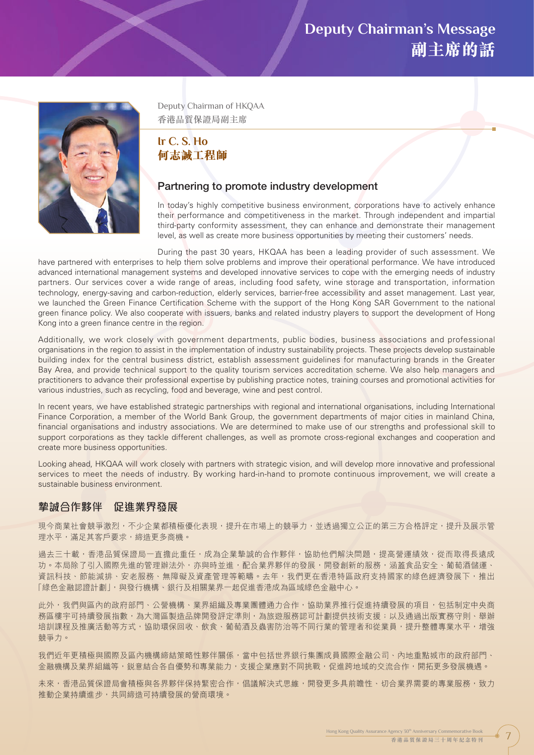# Deputy Chairman's Message
# 副主席的話

Deputy Chairman of HKQAA
香港品質保證局副主席

## Ir C. S. Ho
## 何志誠工程師

### Partnering to promote industry development

In today's highly competitive business environment, corporations have to actively enhance their performance and competitiveness in the market. Through independent and impartial third-party conformity assessment, they can enhance and demonstrate their management level, as well as create more business opportunities by meeting their customers' needs.

During the past 30 years, HKQAA has been a leading provider of such assessment. We have partnered with enterprises to help them solve problems and improve their operational performance. We have introduced advanced international management systems and developed innovative services to cope with the emerging needs of industry partners. Our services cover a wide range of areas, including food safety, wine storage and transportation, information technology, energy-saving and carbon-reduction, elderly services, barrier-free accessibility and asset management. Last year, we launched the Green Finance Certification Scheme with the support of the Hong Kong SAR Government to the national green finance policy. We also cooperate with issuers, banks and related industry players to support the development of Hong Kong into a green finance centre in the region.

Additionally, we work closely with government departments, public bodies, business associations and professional organisations in the region to assist in the implementation of industry sustainability projects. These projects develop sustainable building index for the central business district, establish assessment guidelines for manufacturing brands in the Greater Bay Area, and provide technical support to the quality tourism services accreditation scheme. We also help managers and practitioners to advance their professional expertise by publishing practice notes, training courses and promotional activities for various industries, such as recycling, food and beverage, wine and pest control.

In recent years, we have established strategic partnerships with regional and international organisations, including International Finance Corporation, a member of the World Bank Group, the government departments of major cities in mainland China, financial organisations and industry associations. We are determined to make use of our strengths and professional skill to support corporations as they tackle different challenges, as well as promote cross-regional exchanges and cooperation and create more business opportunities.

Looking ahead, HKQAA will work closely with partners with strategic vision, and will develop more innovative and professional services to meet the needs of industry. By working hard-in-hand to promote continuous improvement, we will create a sustainable business environment.

### 摯誠合作夥伴　促進業界發展

現今商業社會競爭激烈，不少企業都積極優化表現，提升在市場上的競爭力，並透過獨立公正的第三方合格評定，提升及展示管理水平，滿足其客戶要求，締造更多商機。

過去三十載，香港品質保證局一直擔此重任，成為企業摯誠的合作夥伴，協助他們解決問題，提高營運績效，從而取得長遠成功。本局除了引入國際先進的管理辦法外，亦與時並進，配合業界夥伴的發展，開發創新的服務，涵蓋食品安全、葡萄酒儲運、資訊科技、節能減排、安老服務、無障礙及資產管理等範疇。去年，我們更在香港特區政府支持國家的綠色經濟發展下，推出「綠色金融認證計劃」，與發行機構、銀行及相關業界一起促進香港成為區域綠色金融中心。

此外，我們與區內的政府部門、公營機構、業界組織及專業團體通力合作，協助業界推行促進持續發展的項目，包括制定中央商務區樓宇可持續發展指數，為大灣區製造品牌開發評定準則，為旅遊服務認可計劃提供技術支援；以及通過出版實務守則、舉辦培訓課程及推廣活動等方式，協助環保回收、飲食、葡萄酒及蟲害防治等不同行業的管理者和從業員，提升整體專業水平，增強競爭力。

我們近年更積極與國際及區內機構締結策略性夥伴關係，當中包括世界銀行集團成員國際金融公司、內地重點城市的政府部門、金融機構及業界組織等，銳意結合各自優勢和專業能力，支援企業應對不同挑戰，促進跨地域的交流合作，開拓更多發展機遇。

未來，香港品質保證局會積極與各界夥伴保持緊密合作，倡議解決式思維，開發更多具前瞻性、切合業界需要的專業服務，致力推動企業持續進步，共同締造可持續發展的營商環境。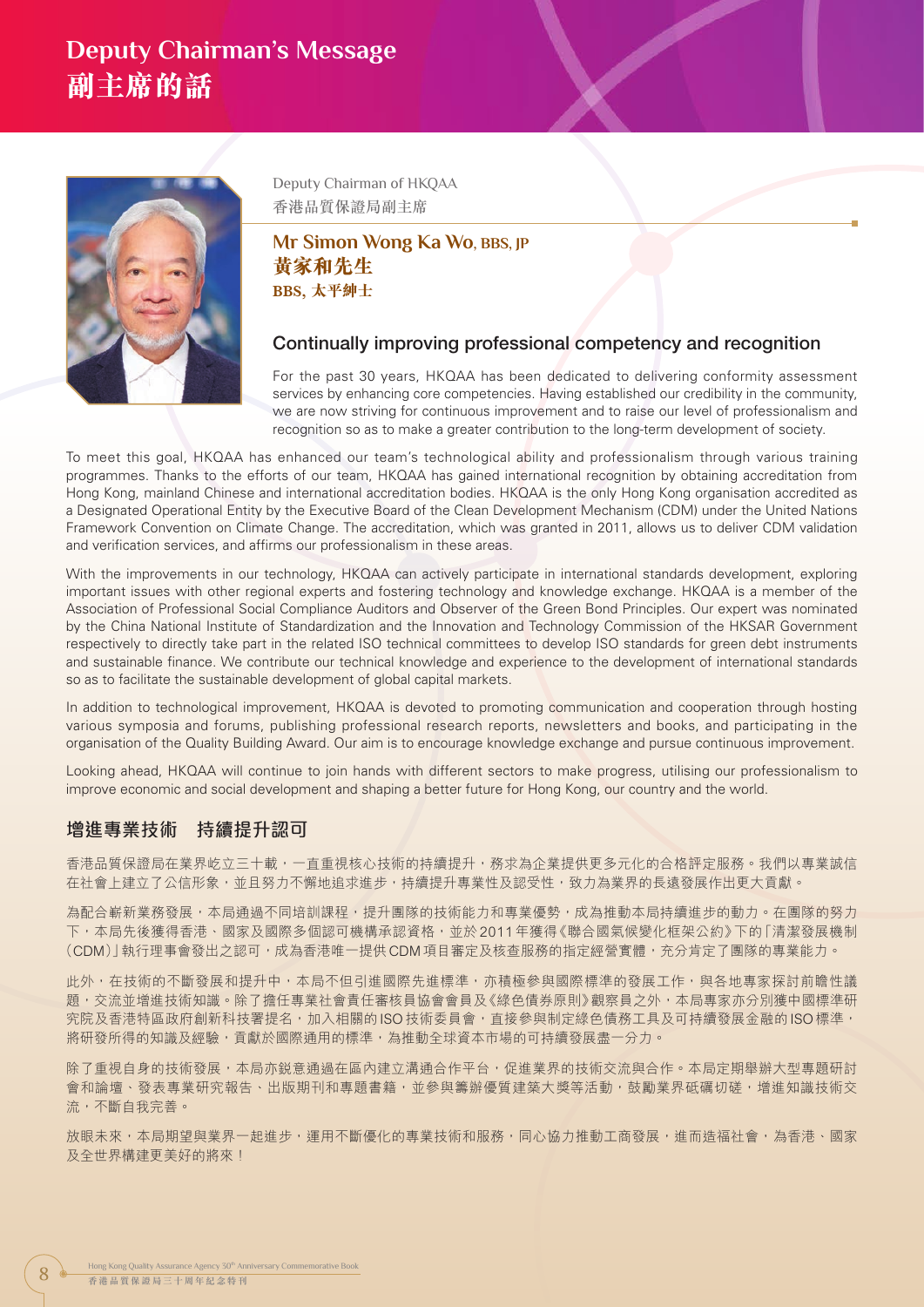# Deputy Chairman's Message
# 副主席的話

Deputy Chairman of HKQAA
香港品質保證局副主席

**Mr Simon Wong Ka Wo, BBS, JP**
**黃家和先生**
**BBS, 太平紳士**

## Continually improving professional competency and recognition

For the past 30 years, HKQAA has been dedicated to delivering conformity assessment services by enhancing core competencies. Having established our credibility in the community, we are now striving for continuous improvement and to raise our level of professionalism and recognition so as to make a greater contribution to the long-term development of society.

To meet this goal, HKQAA has enhanced our team's technological ability and professionalism through various training programmes. Thanks to the efforts of our team, HKQAA has gained international recognition by obtaining accreditation from Hong Kong, mainland Chinese and international accreditation bodies. HKQAA is the only Hong Kong organisation accredited as a Designated Operational Entity by the Executive Board of the Clean Development Mechanism (CDM) under the United Nations Framework Convention on Climate Change. The accreditation, which was granted in 2011, allows us to deliver CDM validation and verification services, and affirms our professionalism in these areas.

With the improvements in our technology, HKQAA can actively participate in international standards development, exploring important issues with other regional experts and fostering technology and knowledge exchange. HKQAA is a member of the Association of Professional Social Compliance Auditors and Observer of the Green Bond Principles. Our expert was nominated by the China National Institute of Standardization and the Innovation and Technology Commission of the HKSAR Government respectively to directly take part in the related ISO technical committees to develop ISO standards for green debt instruments and sustainable finance. We contribute our technical knowledge and experience to the development of international standards so as to facilitate the sustainable development of global capital markets.

In addition to technological improvement, HKQAA is devoted to promoting communication and cooperation through hosting various symposia and forums, publishing professional research reports, newsletters and books, and participating in the organisation of the Quality Building Award. Our aim is to encourage knowledge exchange and pursue continuous improvement.

Looking ahead, HKQAA will continue to join hands with different sectors to make progress, utilising our professionalism to improve economic and social development and shaping a better future for Hong Kong, our country and the world.

## 增進專業技術　持續提升認可

香港品質保證局在業界屹立三十載，一直重視核心技術的持續提升，務求為企業提供更多元化的合格評定服務。我們以專業誠信在社會上建立了公信形象，並且努力不懈地追求進步，持續提升專業性及認受性，致力為業界的長遠發展作出更大貢獻。

為配合嶄新業務發展，本局通過不同培訓課程，提升團隊的技術能力和專業優勢，成為推動本局持續進步的動力。在團隊的努力下，本局先後獲得香港、國家及國際多個認可機構承認資格，並於2011年獲得《聯合國氣候變化框架公約》下的「清潔發展機制（CDM）」執行理事會發出之認可，成為香港唯一提供CDM項目審定及核查服務的指定經營實體，充分肯定了團隊的專業能力。

此外，在技術的不斷發展和提升中，本局不但引進國際先進標準，亦積極參與國際標準的發展工作，與各地專家探討前瞻性議題，交流並增進技術知識。除了擔任專業社會責任審核員協會會員及《綠色債券原則》觀察員之外，本局專家亦分別獲中國標準研究院及香港特區政府創新科技署提名，加入相關的ISO技術委員會，直接參與制定綠色債務工具及可持續發展金融的ISO標準，將研發所得的知識及經驗，貢獻於國際通用的標準，為推動全球資本市場的可持續發展盡一分力。

除了重視自身的技術發展，本局亦銳意通過在區內建立溝通合作平台，促進業界的技術交流與合作。本局定期舉辦大型專題研討會和論壇、發表專業研究報告、出版期刊和專題書籍，並參與籌辦優質建築大獎等活動，鼓勵業界砥礪切磋，增進知識技術交流，不斷自我完善。

放眼未來，本局期望與業界一起進步，運用不斷優化的專業技術和服務，同心協力推動工商發展，進而造福社會，為香港、國家及全世界構建更美好的將來！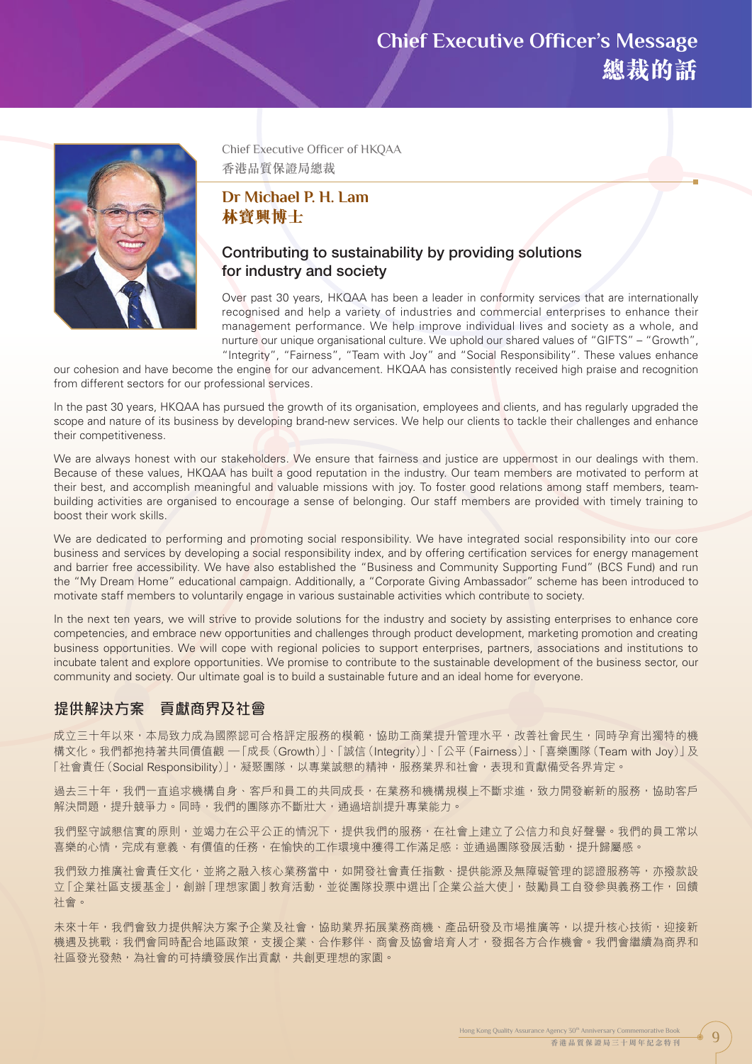# Chief Executive Officer's Message
# 總裁的話

Chief Executive Officer of HKQAA
香港品質保證局總裁

## Dr Michael P. H. Lam
## 林寶興博士

### Contributing to sustainability by providing solutions for industry and society

Over past 30 years, HKQAA has been a leader in conformity services that are internationally recognised and help a variety of industries and commercial enterprises to enhance their management performance. We help improve individual lives and society as a whole, and nurture our unique organisational culture. We uphold our shared values of "GIFTS" – "Growth", "Integrity", "Fairness", "Team with Joy" and "Social Responsibility". These values enhance our cohesion and have become the engine for our advancement. HKQAA has consistently received high praise and recognition from different sectors for our professional services.

In the past 30 years, HKQAA has pursued the growth of its organisation, employees and clients, and has regularly upgraded the scope and nature of its business by developing brand-new services. We help our clients to tackle their challenges and enhance their competitiveness.

We are always honest with our stakeholders. We ensure that fairness and justice are uppermost in our dealings with them. Because of these values, HKQAA has built a good reputation in the industry. Our team members are motivated to perform at their best, and accomplish meaningful and valuable missions with joy. To foster good relations among staff members, team-building activities are organised to encourage a sense of belonging. Our staff members are provided with timely training to boost their work skills.

We are dedicated to performing and promoting social responsibility. We have integrated social responsibility into our core business and services by developing a social responsibility index, and by offering certification services for energy management and barrier free accessibility. We have also established the "Business and Community Supporting Fund" (BCS Fund) and run the "My Dream Home" educational campaign. Additionally, a "Corporate Giving Ambassador" scheme has been introduced to motivate staff members to voluntarily engage in various sustainable activities which contribute to society.

In the next ten years, we will strive to provide solutions for the industry and society by assisting enterprises to enhance core competencies, and embrace new opportunities and challenges through product development, marketing promotion and creating business opportunities. We will cope with regional policies to support enterprises, partners, associations and institutions to incubate talent and explore opportunities. We promise to contribute to the sustainable development of the business sector, our community and society. Our ultimate goal is to build a sustainable future and an ideal home for everyone.

### 提供解決方案　貢獻商界及社會

成立三十年以來，本局致力成為國際認可合格評定服務的模範，協助工商業提升管理水平，改善社會民生，同時孕育出獨特的機構文化。我們都抱持著共同價值觀 —「成長（Growth）」、「誠信（Integrity）」、「公平（Fairness）」、「喜樂團隊（Team with Joy）」及「社會責任（Social Responsibility）」，凝聚團隊，以專業誠懇的精神，服務業界和社會，表現和貢獻備受各界肯定。

過去三十年，我們一直追求機構自身、客戶和員工的共同成長，在業務和機構規模上不斷求進，致力開發嶄新的服務，協助客戶解決問題，提升競爭力。同時，我們的團隊亦不斷壯大，通過培訓提升專業能力。

我們堅守誠懇信實的原則，並竭力在公平公正的情況下，提供我們的服務，在社會上建立了公信力和良好聲譽。我們的員工常以喜樂的心情，完成有意義、有價值的任務，在愉快的工作環境中獲得工作滿足感；並通過團隊發展活動，提升歸屬感。

我們致力推廣社會責任文化，並將之融入核心業務當中，如開發社會責任指數、提供能源及無障礙管理的認證服務等，亦撥款設立「企業社區支援基金」，創辦「理想家園」教育活動，並從團隊投票中選出「企業公益大使」，鼓勵員工自發參與義務工作，回饋社會。

未來十年，我們會致力提供解決方案予企業及社會，協助業界拓展業務商機、產品研發及市場推廣等，以提升核心技術，迎接新機遇及挑戰；我們會同時配合地區政策，支援企業、合作夥伴、商會及協會培育人才，發掘各方合作機會。我們會繼續為商界和社區發光發熱，為社會的可持續發展作出貢獻，共創更理想的家園。